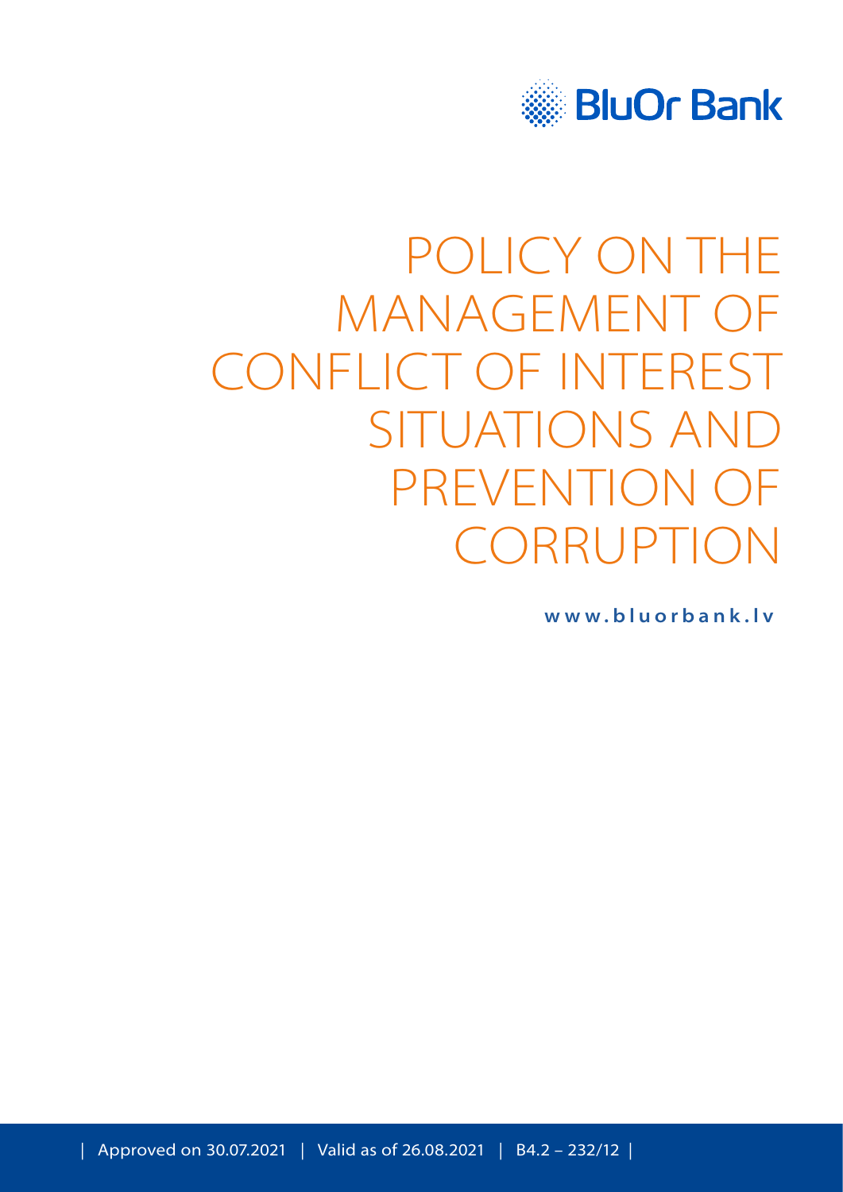BluOr Bank

# POLICY ON THE MANAGEMENT OF CONFLICT OF INTEREST SITUATIONS AND PREVENTION OF CORRUPTION

www.bluorbank.lv

| Approved on 30.07.2021 | Valid as of 26.08.2021 | B4.2 – 232/12 |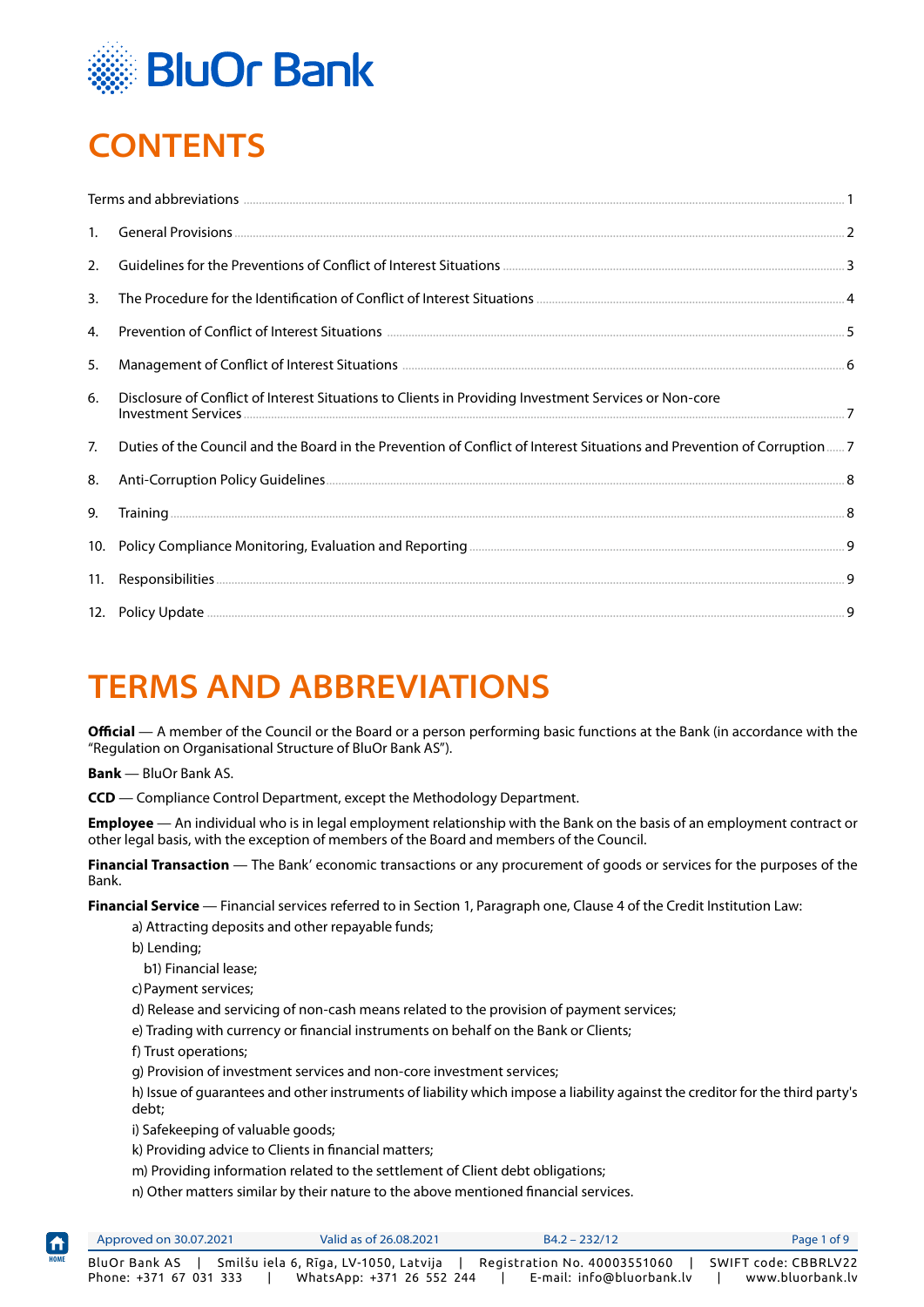# CONTENTS

| | | |
|---|---|---|
| | Terms and abbreviations | 1 |
| 1. | General Provisions | 2 |
| 2. | Guidelines for the Preventions of Conflict of Interest Situations | 3 |
| 3. | The Procedure for the Identification of Conflict of Interest Situations | 4 |
| 4. | Prevention of Conflict of Interest Situations | 5 |
| 5. | Management of Conflict of Interest Situations | 6 |
| 6. | Disclosure of Conflict of Interest Situations to Clients in Providing Investment Services or Non-core Investment Services | 7 |
| 7. | Duties of the Council and the Board in the Prevention of Conflict of Interest Situations and Prevention of Corruption | 7 |
| 8. | Anti-Corruption Policy Guidelines | 8 |
| 9. | Training | 8 |
| 10. | Policy Compliance Monitoring, Evaluation and Reporting | 9 |
| 11. | Responsibilities | 9 |
| 12. | Policy Update | 9 |

# TERMS AND ABBREVIATIONS

**Official** — A member of the Council or the Board or a person performing basic functions at the Bank (in accordance with the "Regulation on Organisational Structure of BluOr Bank AS").

**Bank** — BluOr Bank AS.

**CCD** — Compliance Control Department, except the Methodology Department.

**Employee** — An individual who is in legal employment relationship with the Bank on the basis of an employment contract or other legal basis, with the exception of members of the Board and members of the Council.

**Financial Transaction** — The Bank' economic transactions or any procurement of goods or services for the purposes of the Bank.

**Financial Service** — Financial services referred to in Section 1, Paragraph one, Clause 4 of the Credit Institution Law:

a) Attracting deposits and other repayable funds;

b) Lending;

b1) Financial lease;

c) Payment services;

d) Release and servicing of non-cash means related to the provision of payment services;

e) Trading with currency or financial instruments on behalf on the Bank or Clients;

f) Trust operations;

g) Provision of investment services and non-core investment services;

h) Issue of guarantees and other instruments of liability which impose a liability against the creditor for the third party's debt;

i) Safekeeping of valuable goods;

k) Providing advice to Clients in financial matters;

m) Providing information related to the settlement of Client debt obligations;

n) Other matters similar by their nature to the above mentioned financial services.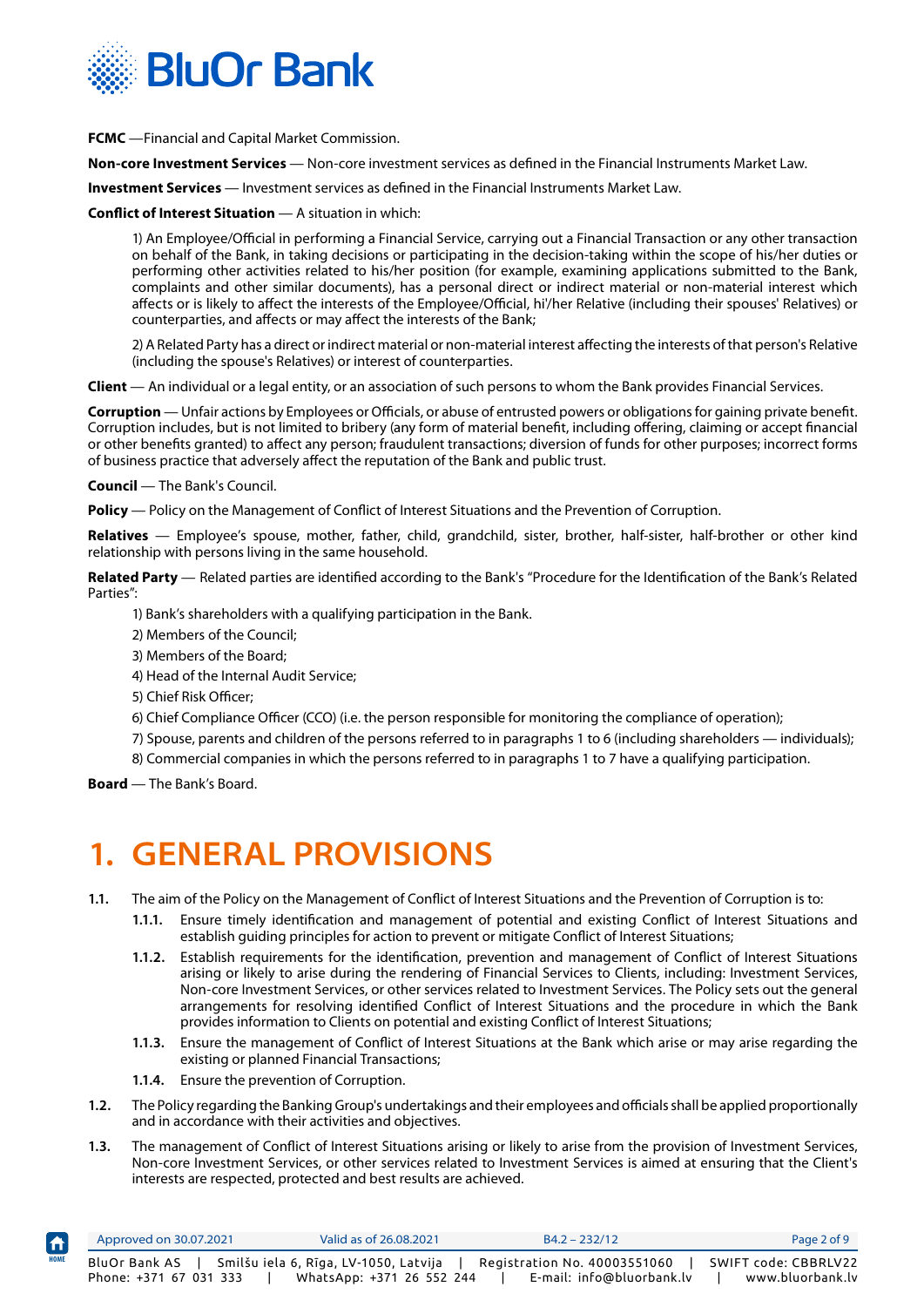**FCMC** —Financial and Capital Market Commission.

**Non-core Investment Services** — Non-core investment services as defined in the Financial Instruments Market Law.

**Investment Services** — Investment services as defined in the Financial Instruments Market Law.

**Conflict of Interest Situation** — A situation in which:

1) An Employee/Official in performing a Financial Service, carrying out a Financial Transaction or any other transaction on behalf of the Bank, in taking decisions or participating in the decision-taking within the scope of his/her duties or performing other activities related to his/her position (for example, examining applications submitted to the Bank, complaints and other similar documents), has a personal direct or indirect material or non-material interest which affects or is likely to affect the interests of the Employee/Official, hi'/her Relative (including their spouses' Relatives) or counterparties, and affects or may affect the interests of the Bank;

2) A Related Party has a direct or indirect material or non-material interest affecting the interests of that person's Relative (including the spouse's Relatives) or interest of counterparties.

**Client** — An individual or a legal entity, or an association of such persons to whom the Bank provides Financial Services.

**Corruption** — Unfair actions by Employees or Officials, or abuse of entrusted powers or obligations for gaining private benefit. Corruption includes, but is not limited to bribery (any form of material benefit, including offering, claiming or accept financial or other benefits granted) to affect any person; fraudulent transactions; diversion of funds for other purposes; incorrect forms of business practice that adversely affect the reputation of the Bank and public trust.

**Council** — The Bank's Council.

**Policy** — Policy on the Management of Conflict of Interest Situations and the Prevention of Corruption.

**Relatives** — Employee's spouse, mother, father, child, grandchild, sister, brother, half-sister, half-brother or other kind relationship with persons living in the same household.

**Related Party** — Related parties are identified according to the Bank's "Procedure for the Identification of the Bank's Related Parties":

1) Bank's shareholders with a qualifying participation in the Bank.

2) Members of the Council;

3) Members of the Board;

4) Head of the Internal Audit Service;

5) Chief Risk Officer;

6) Chief Compliance Officer (CCO) (i.e. the person responsible for monitoring the compliance of operation);

7) Spouse, parents and children of the persons referred to in paragraphs 1 to 6 (including shareholders — individuals);

8) Commercial companies in which the persons referred to in paragraphs 1 to 7 have a qualifying participation.

**Board** — The Bank's Board.

# 1. GENERAL PROVISIONS

**1.1.** The aim of the Policy on the Management of Conflict of Interest Situations and the Prevention of Corruption is to:

**1.1.1.** Ensure timely identification and management of potential and existing Conflict of Interest Situations and establish guiding principles for action to prevent or mitigate Conflict of Interest Situations;

**1.1.2.** Establish requirements for the identification, prevention and management of Conflict of Interest Situations arising or likely to arise during the rendering of Financial Services to Clients, including: Investment Services, Non-core Investment Services, or other services related to Investment Services. The Policy sets out the general arrangements for resolving identified Conflict of Interest Situations and the procedure in which the Bank provides information to Clients on potential and existing Conflict of Interest Situations;

**1.1.3.** Ensure the management of Conflict of Interest Situations at the Bank which arise or may arise regarding the existing or planned Financial Transactions;

**1.1.4.** Ensure the prevention of Corruption.

**1.2.** The Policy regarding the Banking Group's undertakings and their employees and officials shall be applied proportionally and in accordance with their activities and objectives.

**1.3.** The management of Conflict of Interest Situations arising or likely to arise from the provision of Investment Services, Non-core Investment Services, or other services related to Investment Services is aimed at ensuring that the Client's interests are respected, protected and best results are achieved.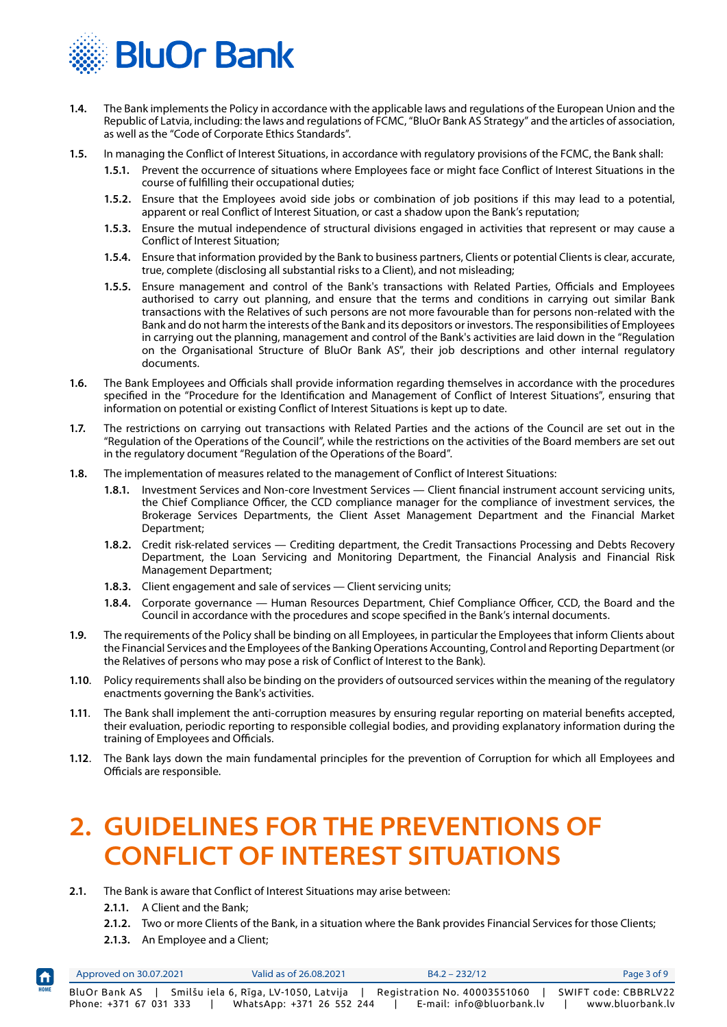**1.4.** The Bank implements the Policy in accordance with the applicable laws and regulations of the European Union and the Republic of Latvia, including: the laws and regulations of FCMC, "BluOr Bank AS Strategy" and the articles of association, as well as the "Code of Corporate Ethics Standards".

**1.5.** In managing the Conflict of Interest Situations, in accordance with regulatory provisions of the FCMC, the Bank shall:

- **1.5.1.** Prevent the occurrence of situations where Employees face or might face Conflict of Interest Situations in the course of fulfilling their occupational duties;
- **1.5.2.** Ensure that the Employees avoid side jobs or combination of job positions if this may lead to a potential, apparent or real Conflict of Interest Situation, or cast a shadow upon the Bank's reputation;
- **1.5.3.** Ensure the mutual independence of structural divisions engaged in activities that represent or may cause a Conflict of Interest Situation;
- **1.5.4.** Ensure that information provided by the Bank to business partners, Clients or potential Clients is clear, accurate, true, complete (disclosing all substantial risks to a Client), and not misleading;
- **1.5.5.** Ensure management and control of the Bank's transactions with Related Parties, Officials and Employees authorised to carry out planning, and ensure that the terms and conditions in carrying out similar Bank transactions with the Relatives of such persons are not more favourable than for persons non-related with the Bank and do not harm the interests of the Bank and its depositors or investors. The responsibilities of Employees in carrying out the planning, management and control of the Bank's activities are laid down in the "Regulation on the Organisational Structure of BluOr Bank AS", their job descriptions and other internal regulatory documents.

**1.6.** The Bank Employees and Officials shall provide information regarding themselves in accordance with the procedures specified in the "Procedure for the Identification and Management of Conflict of Interest Situations", ensuring that information on potential or existing Conflict of Interest Situations is kept up to date.

**1.7.** The restrictions on carrying out transactions with Related Parties and the actions of the Council are set out in the "Regulation of the Operations of the Council", while the restrictions on the activities of the Board members are set out in the regulatory document "Regulation of the Operations of the Board".

**1.8.** The implementation of measures related to the management of Conflict of Interest Situations:

- **1.8.1.** Investment Services and Non-core Investment Services — Client financial instrument account servicing units, the Chief Compliance Officer, the CCD compliance manager for the compliance of investment services, the Brokerage Services Departments, the Client Asset Management Department and the Financial Market Department;
- **1.8.2.** Credit risk-related services — Crediting department, the Credit Transactions Processing and Debts Recovery Department, the Loan Servicing and Monitoring Department, the Financial Analysis and Financial Risk Management Department;
- **1.8.3.** Client engagement and sale of services — Client servicing units;
- **1.8.4.** Corporate governance — Human Resources Department, Chief Compliance Officer, CCD, the Board and the Council in accordance with the procedures and scope specified in the Bank's internal documents.

**1.9.** The requirements of the Policy shall be binding on all Employees, in particular the Employees that inform Clients about the Financial Services and the Employees of the Banking Operations Accounting, Control and Reporting Department (or the Relatives of persons who may pose a risk of Conflict of Interest to the Bank).

**1.10.** Policy requirements shall also be binding on the providers of outsourced services within the meaning of the regulatory enactments governing the Bank's activities.

**1.11.** The Bank shall implement the anti-corruption measures by ensuring regular reporting on material benefits accepted, their evaluation, periodic reporting to responsible collegial bodies, and providing explanatory information during the training of Employees and Officials.

**1.12.** The Bank lays down the main fundamental principles for the prevention of Corruption for which all Employees and Officials are responsible.

# 2. GUIDELINES FOR THE PREVENTIONS OF CONFLICT OF INTEREST SITUATIONS

**2.1.** The Bank is aware that Conflict of Interest Situations may arise between:

- **2.1.1.** A Client and the Bank;
- **2.1.2.** Two or more Clients of the Bank, in a situation where the Bank provides Financial Services for those Clients;
- **2.1.3.** An Employee and a Client;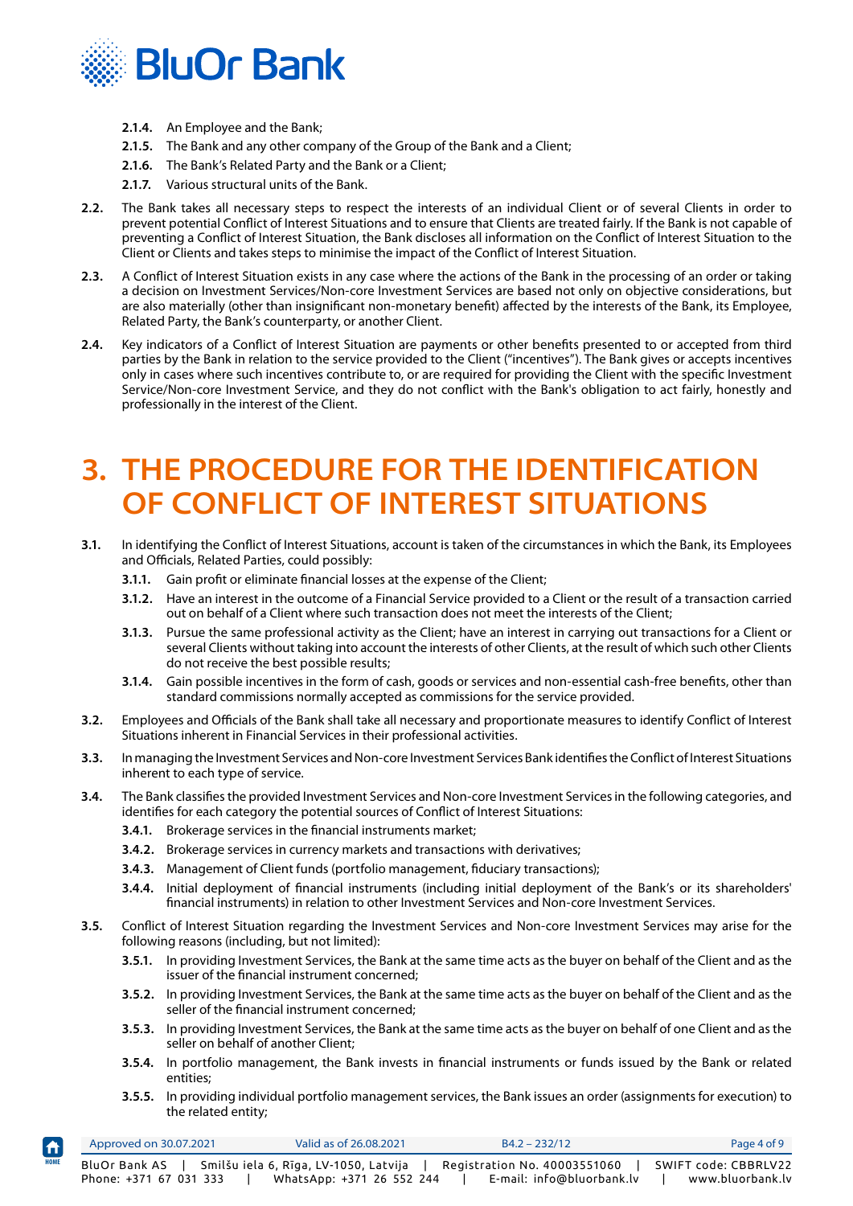- **2.1.4.** An Employee and the Bank;
- **2.1.5.** The Bank and any other company of the Group of the Bank and a Client;
- **2.1.6.** The Bank's Related Party and the Bank or a Client;
- **2.1.7.** Various structural units of the Bank.

**2.2.** The Bank takes all necessary steps to respect the interests of an individual Client or of several Clients in order to prevent potential Conflict of Interest Situations and to ensure that Clients are treated fairly. If the Bank is not capable of preventing a Conflict of Interest Situation, the Bank discloses all information on the Conflict of Interest Situation to the Client or Clients and takes steps to minimise the impact of the Conflict of Interest Situation.

**2.3.** A Conflict of Interest Situation exists in any case where the actions of the Bank in the processing of an order or taking a decision on Investment Services/Non-core Investment Services are based not only on objective considerations, but are also materially (other than insignificant non-monetary benefit) affected by the interests of the Bank, its Employee, Related Party, the Bank's counterparty, or another Client.

**2.4.** Key indicators of a Conflict of Interest Situation are payments or other benefits presented to or accepted from third parties by the Bank in relation to the service provided to the Client ("incentives"). The Bank gives or accepts incentives only in cases where such incentives contribute to, or are required for providing the Client with the specific Investment Service/Non-core Investment Service, and they do not conflict with the Bank's obligation to act fairly, honestly and professionally in the interest of the Client.

# 3. THE PROCEDURE FOR THE IDENTIFICATION OF CONFLICT OF INTEREST SITUATIONS

**3.1.** In identifying the Conflict of Interest Situations, account is taken of the circumstances in which the Bank, its Employees and Officials, Related Parties, could possibly:

- **3.1.1.** Gain profit or eliminate financial losses at the expense of the Client;
- **3.1.2.** Have an interest in the outcome of a Financial Service provided to a Client or the result of a transaction carried out on behalf of a Client where such transaction does not meet the interests of the Client;
- **3.1.3.** Pursue the same professional activity as the Client; have an interest in carrying out transactions for a Client or several Clients without taking into account the interests of other Clients, at the result of which such other Clients do not receive the best possible results;
- **3.1.4.** Gain possible incentives in the form of cash, goods or services and non-essential cash-free benefits, other than standard commissions normally accepted as commissions for the service provided.

**3.2.** Employees and Officials of the Bank shall take all necessary and proportionate measures to identify Conflict of Interest Situations inherent in Financial Services in their professional activities.

**3.3.** In managing the Investment Services and Non-core Investment Services Bank identifies the Conflict of Interest Situations inherent to each type of service.

**3.4.** The Bank classifies the provided Investment Services and Non-core Investment Services in the following categories, and identifies for each category the potential sources of Conflict of Interest Situations:

- **3.4.1.** Brokerage services in the financial instruments market;
- **3.4.2.** Brokerage services in currency markets and transactions with derivatives;
- **3.4.3.** Management of Client funds (portfolio management, fiduciary transactions);
- **3.4.4.** Initial deployment of financial instruments (including initial deployment of the Bank's or its shareholders' financial instruments) in relation to other Investment Services and Non-core Investment Services.

**3.5.** Conflict of Interest Situation regarding the Investment Services and Non-core Investment Services may arise for the following reasons (including, but not limited):

- **3.5.1.** In providing Investment Services, the Bank at the same time acts as the buyer on behalf of the Client and as the issuer of the financial instrument concerned;
- **3.5.2.** In providing Investment Services, the Bank at the same time acts as the buyer on behalf of the Client and as the seller of the financial instrument concerned;
- **3.5.3.** In providing Investment Services, the Bank at the same time acts as the buyer on behalf of one Client and as the seller on behalf of another Client;
- **3.5.4.** In portfolio management, the Bank invests in financial instruments or funds issued by the Bank or related entities;
- **3.5.5.** In providing individual portfolio management services, the Bank issues an order (assignments for execution) to the related entity;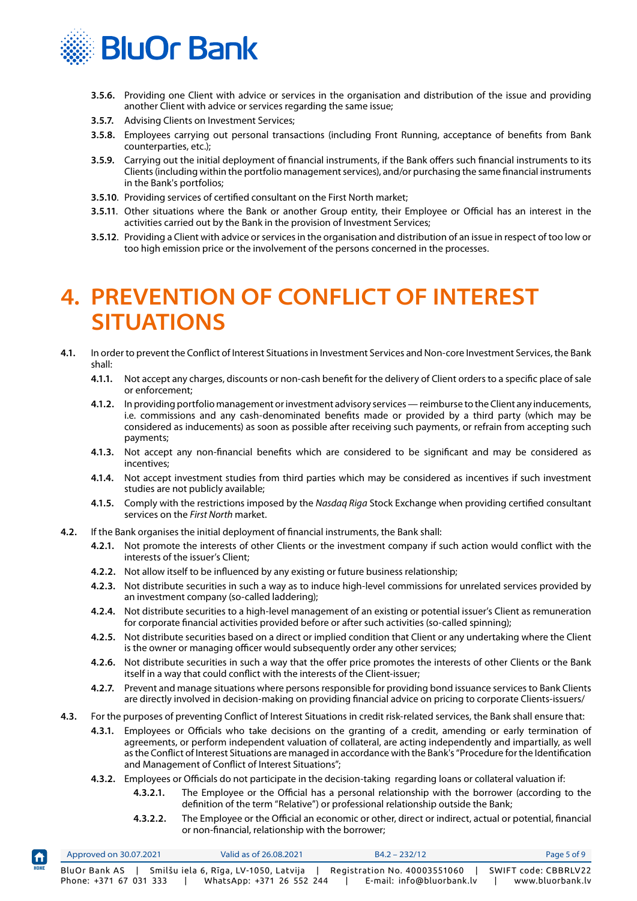**3.5.6.** Providing one Client with advice or services in the organisation and distribution of the issue and providing another Client with advice or services regarding the same issue;

**3.5.7.** Advising Clients on Investment Services;

**3.5.8.** Employees carrying out personal transactions (including Front Running, acceptance of benefits from Bank counterparties, etc.);

**3.5.9.** Carrying out the initial deployment of financial instruments, if the Bank offers such financial instruments to its Clients (including within the portfolio management services), and/or purchasing the same financial instruments in the Bank's portfolios;

**3.5.10.** Providing services of certified consultant on the First North market;

**3.5.11.** Other situations where the Bank or another Group entity, their Employee or Official has an interest in the activities carried out by the Bank in the provision of Investment Services;

**3.5.12.** Providing a Client with advice or services in the organisation and distribution of an issue in respect of too low or too high emission price or the involvement of the persons concerned in the processes.

# 4. PREVENTION OF CONFLICT OF INTEREST SITUATIONS

**4.1.** In order to prevent the Conflict of Interest Situations in Investment Services and Non-core Investment Services, the Bank shall:

**4.1.1.** Not accept any charges, discounts or non-cash benefit for the delivery of Client orders to a specific place of sale or enforcement;

**4.1.2.** In providing portfolio management or investment advisory services — reimburse to the Client any inducements, i.e. commissions and any cash-denominated benefits made or provided by a third party (which may be considered as inducements) as soon as possible after receiving such payments, or refrain from accepting such payments;

**4.1.3.** Not accept any non-financial benefits which are considered to be significant and may be considered as incentives;

**4.1.4.** Not accept investment studies from third parties which may be considered as incentives if such investment studies are not publicly available;

**4.1.5.** Comply with the restrictions imposed by the *Nasdaq Riga* Stock Exchange when providing certified consultant services on the *First North* market.

**4.2.** If the Bank organises the initial deployment of financial instruments, the Bank shall:

**4.2.1.** Not promote the interests of other Clients or the investment company if such action would conflict with the interests of the issuer's Client;

**4.2.2.** Not allow itself to be influenced by any existing or future business relationship;

**4.2.3.** Not distribute securities in such a way as to induce high-level commissions for unrelated services provided by an investment company (so-called laddering);

**4.2.4.** Not distribute securities to a high-level management of an existing or potential issuer's Client as remuneration for corporate financial activities provided before or after such activities (so-called spinning);

**4.2.5.** Not distribute securities based on a direct or implied condition that Client or any undertaking where the Client is the owner or managing officer would subsequently order any other services;

**4.2.6.** Not distribute securities in such a way that the offer price promotes the interests of other Clients or the Bank itself in a way that could conflict with the interests of the Client-issuer;

**4.2.7.** Prevent and manage situations where persons responsible for providing bond issuance services to Bank Clients are directly involved in decision-making on providing financial advice on pricing to corporate Clients-issuers/

**4.3.** For the purposes of preventing Conflict of Interest Situations in credit risk-related services, the Bank shall ensure that:

**4.3.1.** Employees or Officials who take decisions on the granting of a credit, amending or early termination of agreements, or perform independent valuation of collateral, are acting independently and impartially, as well as the Conflict of Interest Situations are managed in accordance with the Bank's "Procedure for the Identification and Management of Conflict of Interest Situations";

**4.3.2.** Employees or Officials do not participate in the decision-taking regarding loans or collateral valuation if:

**4.3.2.1.** The Employee or the Official has a personal relationship with the borrower (according to the definition of the term "Relative") or professional relationship outside the Bank;

**4.3.2.2.** The Employee or the Official an economic or other, direct or indirect, actual or potential, financial or non-financial, relationship with the borrower;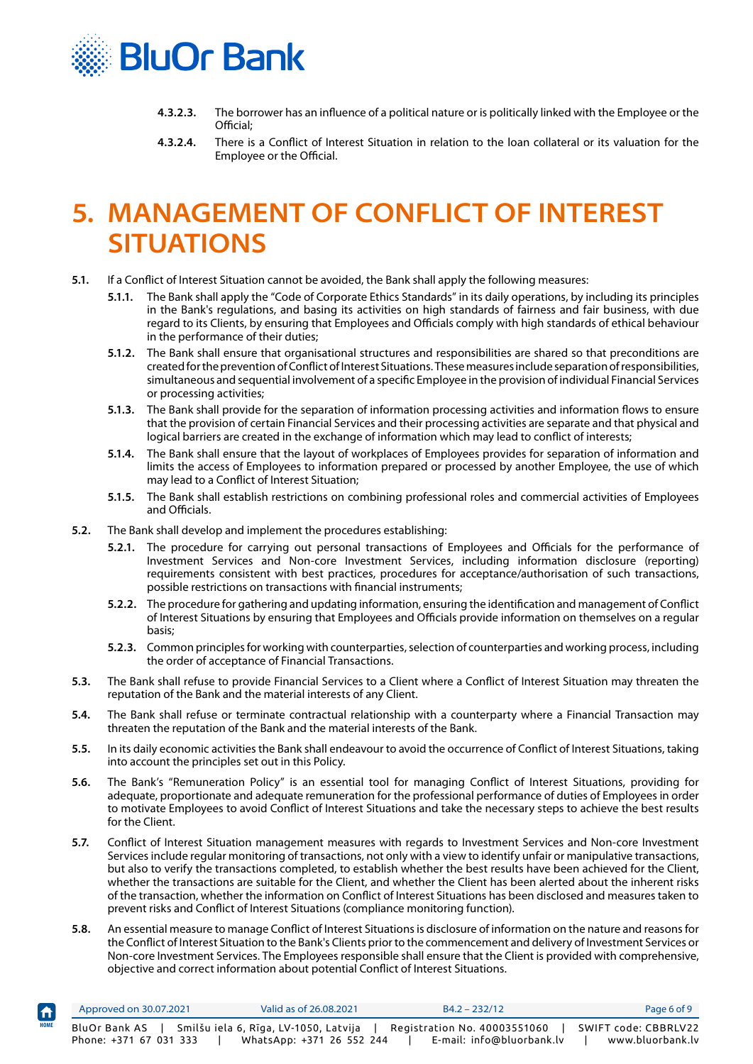**4.3.2.3.** The borrower has an influence of a political nature or is politically linked with the Employee or the Official;

**4.3.2.4.** There is a Conflict of Interest Situation in relation to the loan collateral or its valuation for the Employee or the Official.

# 5. MANAGEMENT OF CONFLICT OF INTEREST SITUATIONS

**5.1.** If a Conflict of Interest Situation cannot be avoided, the Bank shall apply the following measures:

**5.1.1.** The Bank shall apply the "Code of Corporate Ethics Standards" in its daily operations, by including its principles in the Bank's regulations, and basing its activities on high standards of fairness and fair business, with due regard to its Clients, by ensuring that Employees and Officials comply with high standards of ethical behaviour in the performance of their duties;

**5.1.2.** The Bank shall ensure that organisational structures and responsibilities are shared so that preconditions are created for the prevention of Conflict of Interest Situations. These measures include separation of responsibilities, simultaneous and sequential involvement of a specific Employee in the provision of individual Financial Services or processing activities;

**5.1.3.** The Bank shall provide for the separation of information processing activities and information flows to ensure that the provision of certain Financial Services and their processing activities are separate and that physical and logical barriers are created in the exchange of information which may lead to conflict of interests;

**5.1.4.** The Bank shall ensure that the layout of workplaces of Employees provides for separation of information and limits the access of Employees to information prepared or processed by another Employee, the use of which may lead to a Conflict of Interest Situation;

**5.1.5.** The Bank shall establish restrictions on combining professional roles and commercial activities of Employees and Officials.

**5.2.** The Bank shall develop and implement the procedures establishing:

**5.2.1.** The procedure for carrying out personal transactions of Employees and Officials for the performance of Investment Services and Non-core Investment Services, including information disclosure (reporting) requirements consistent with best practices, procedures for acceptance/authorisation of such transactions, possible restrictions on transactions with financial instruments;

**5.2.2.** The procedure for gathering and updating information, ensuring the identification and management of Conflict of Interest Situations by ensuring that Employees and Officials provide information on themselves on a regular basis;

**5.2.3.** Common principles for working with counterparties, selection of counterparties and working process, including the order of acceptance of Financial Transactions.

**5.3.** The Bank shall refuse to provide Financial Services to a Client where a Conflict of Interest Situation may threaten the reputation of the Bank and the material interests of any Client.

**5.4.** The Bank shall refuse or terminate contractual relationship with a counterparty where a Financial Transaction may threaten the reputation of the Bank and the material interests of the Bank.

**5.5.** In its daily economic activities the Bank shall endeavour to avoid the occurrence of Conflict of Interest Situations, taking into account the principles set out in this Policy.

**5.6.** The Bank's "Remuneration Policy" is an essential tool for managing Conflict of Interest Situations, providing for adequate, proportionate and adequate remuneration for the professional performance of duties of Employees in order to motivate Employees to avoid Conflict of Interest Situations and take the necessary steps to achieve the best results for the Client.

**5.7.** Conflict of Interest Situation management measures with regards to Investment Services and Non-core Investment Services include regular monitoring of transactions, not only with a view to identify unfair or manipulative transactions, but also to verify the transactions completed, to establish whether the best results have been achieved for the Client, whether the transactions are suitable for the Client, and whether the Client has been alerted about the inherent risks of the transaction, whether the information on Conflict of Interest Situations has been disclosed and measures taken to prevent risks and Conflict of Interest Situations (compliance monitoring function).

**5.8.** An essential measure to manage Conflict of Interest Situations is disclosure of information on the nature and reasons for the Conflict of Interest Situation to the Bank's Clients prior to the commencement and delivery of Investment Services or Non-core Investment Services. The Employees responsible shall ensure that the Client is provided with comprehensive, objective and correct information about potential Conflict of Interest Situations.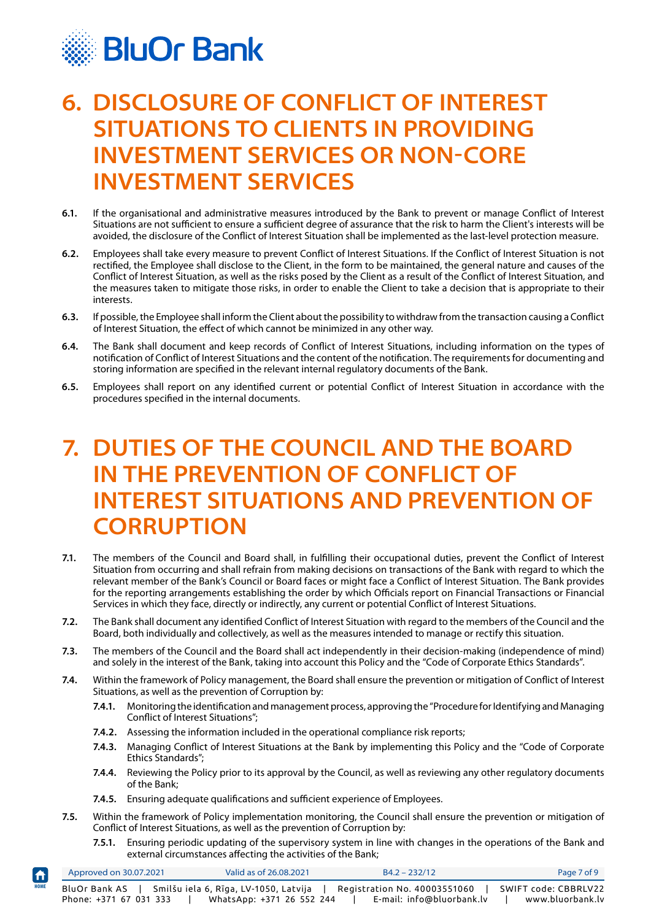# 6. DISCLOSURE OF CONFLICT OF INTEREST SITUATIONS TO CLIENTS IN PROVIDING INVESTMENT SERVICES OR NON-CORE INVESTMENT SERVICES

**6.1.** If the organisational and administrative measures introduced by the Bank to prevent or manage Conflict of Interest Situations are not sufficient to ensure a sufficient degree of assurance that the risk to harm the Client's interests will be avoided, the disclosure of the Conflict of Interest Situation shall be implemented as the last-level protection measure.

**6.2.** Employees shall take every measure to prevent Conflict of Interest Situations. If the Conflict of Interest Situation is not rectified, the Employee shall disclose to the Client, in the form to be maintained, the general nature and causes of the Conflict of Interest Situation, as well as the risks posed by the Client as a result of the Conflict of Interest Situation, and the measures taken to mitigate those risks, in order to enable the Client to take a decision that is appropriate to their interests.

**6.3.** If possible, the Employee shall inform the Client about the possibility to withdraw from the transaction causing a Conflict of Interest Situation, the effect of which cannot be minimized in any other way.

**6.4.** The Bank shall document and keep records of Conflict of Interest Situations, including information on the types of notification of Conflict of Interest Situations and the content of the notification. The requirements for documenting and storing information are specified in the relevant internal regulatory documents of the Bank.

**6.5.** Employees shall report on any identified current or potential Conflict of Interest Situation in accordance with the procedures specified in the internal documents.

# 7. DUTIES OF THE COUNCIL AND THE BOARD IN THE PREVENTION OF CONFLICT OF INTEREST SITUATIONS AND PREVENTION OF CORRUPTION

**7.1.** The members of the Council and Board shall, in fulfilling their occupational duties, prevent the Conflict of Interest Situation from occurring and shall refrain from making decisions on transactions of the Bank with regard to which the relevant member of the Bank's Council or Board faces or might face a Conflict of Interest Situation. The Bank provides for the reporting arrangements establishing the order by which Officials report on Financial Transactions or Financial Services in which they face, directly or indirectly, any current or potential Conflict of Interest Situations.

**7.2.** The Bank shall document any identified Conflict of Interest Situation with regard to the members of the Council and the Board, both individually and collectively, as well as the measures intended to manage or rectify this situation.

**7.3.** The members of the Council and the Board shall act independently in their decision-making (independence of mind) and solely in the interest of the Bank, taking into account this Policy and the "Code of Corporate Ethics Standards".

**7.4.** Within the framework of Policy management, the Board shall ensure the prevention or mitigation of Conflict of Interest Situations, as well as the prevention of Corruption by:

- **7.4.1.** Monitoring the identification and management process, approving the "Procedure for Identifying and Managing Conflict of Interest Situations";
- **7.4.2.** Assessing the information included in the operational compliance risk reports;
- **7.4.3.** Managing Conflict of Interest Situations at the Bank by implementing this Policy and the "Code of Corporate Ethics Standards";
- **7.4.4.** Reviewing the Policy prior to its approval by the Council, as well as reviewing any other regulatory documents of the Bank;
- **7.4.5.** Ensuring adequate qualifications and sufficient experience of Employees.

**7.5.** Within the framework of Policy implementation monitoring, the Council shall ensure the prevention or mitigation of Conflict of Interest Situations, as well as the prevention of Corruption by:

- **7.5.1.** Ensuring periodic updating of the supervisory system in line with changes in the operations of the Bank and external circumstances affecting the activities of the Bank;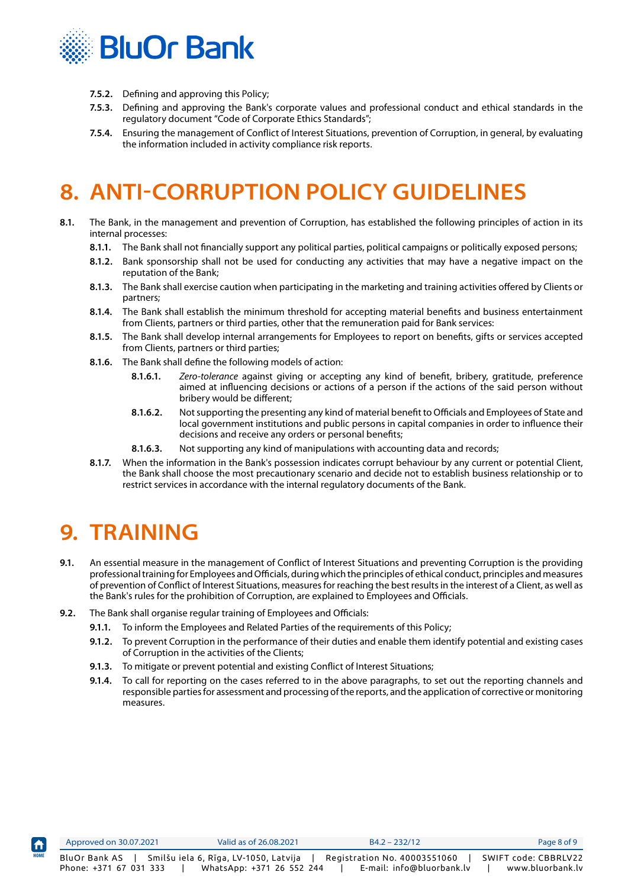**7.5.2.** Defining and approving this Policy;

**7.5.3.** Defining and approving the Bank's corporate values and professional conduct and ethical standards in the regulatory document "Code of Corporate Ethics Standards";

**7.5.4.** Ensuring the management of Conflict of Interest Situations, prevention of Corruption, in general, by evaluating the information included in activity compliance risk reports.

# 8. ANTI-CORRUPTION POLICY GUIDELINES

**8.1.** The Bank, in the management and prevention of Corruption, has established the following principles of action in its internal processes:

**8.1.1.** The Bank shall not financially support any political parties, political campaigns or politically exposed persons;

**8.1.2.** Bank sponsorship shall not be used for conducting any activities that may have a negative impact on the reputation of the Bank;

**8.1.3.** The Bank shall exercise caution when participating in the marketing and training activities offered by Clients or partners;

**8.1.4.** The Bank shall establish the minimum threshold for accepting material benefits and business entertainment from Clients, partners or third parties, other that the remuneration paid for Bank services:

**8.1.5.** The Bank shall develop internal arrangements for Employees to report on benefits, gifts or services accepted from Clients, partners or third parties;

**8.1.6.** The Bank shall define the following models of action:

**8.1.6.1.** *Zero-tolerance* against giving or accepting any kind of benefit, bribery, gratitude, preference aimed at influencing decisions or actions of a person if the actions of the said person without bribery would be different;

**8.1.6.2.** Not supporting the presenting any kind of material benefit to Officials and Employees of State and local government institutions and public persons in capital companies in order to influence their decisions and receive any orders or personal benefits;

**8.1.6.3.** Not supporting any kind of manipulations with accounting data and records;

**8.1.7.** When the information in the Bank's possession indicates corrupt behaviour by any current or potential Client, the Bank shall choose the most precautionary scenario and decide not to establish business relationship or to restrict services in accordance with the internal regulatory documents of the Bank.

# 9. TRAINING

**9.1.** An essential measure in the management of Conflict of Interest Situations and preventing Corruption is the providing professional training for Employees and Officials, during which the principles of ethical conduct, principles and measures of prevention of Conflict of Interest Situations, measures for reaching the best results in the interest of a Client, as well as the Bank's rules for the prohibition of Corruption, are explained to Employees and Officials.

**9.2.** The Bank shall organise regular training of Employees and Officials:

**9.1.1.** To inform the Employees and Related Parties of the requirements of this Policy;

**9.1.2.** To prevent Corruption in the performance of their duties and enable them identify potential and existing cases of Corruption in the activities of the Clients;

**9.1.3.** To mitigate or prevent potential and existing Conflict of Interest Situations;

**9.1.4.** To call for reporting on the cases referred to in the above paragraphs, to set out the reporting channels and responsible parties for assessment and processing of the reports, and the application of corrective or monitoring measures.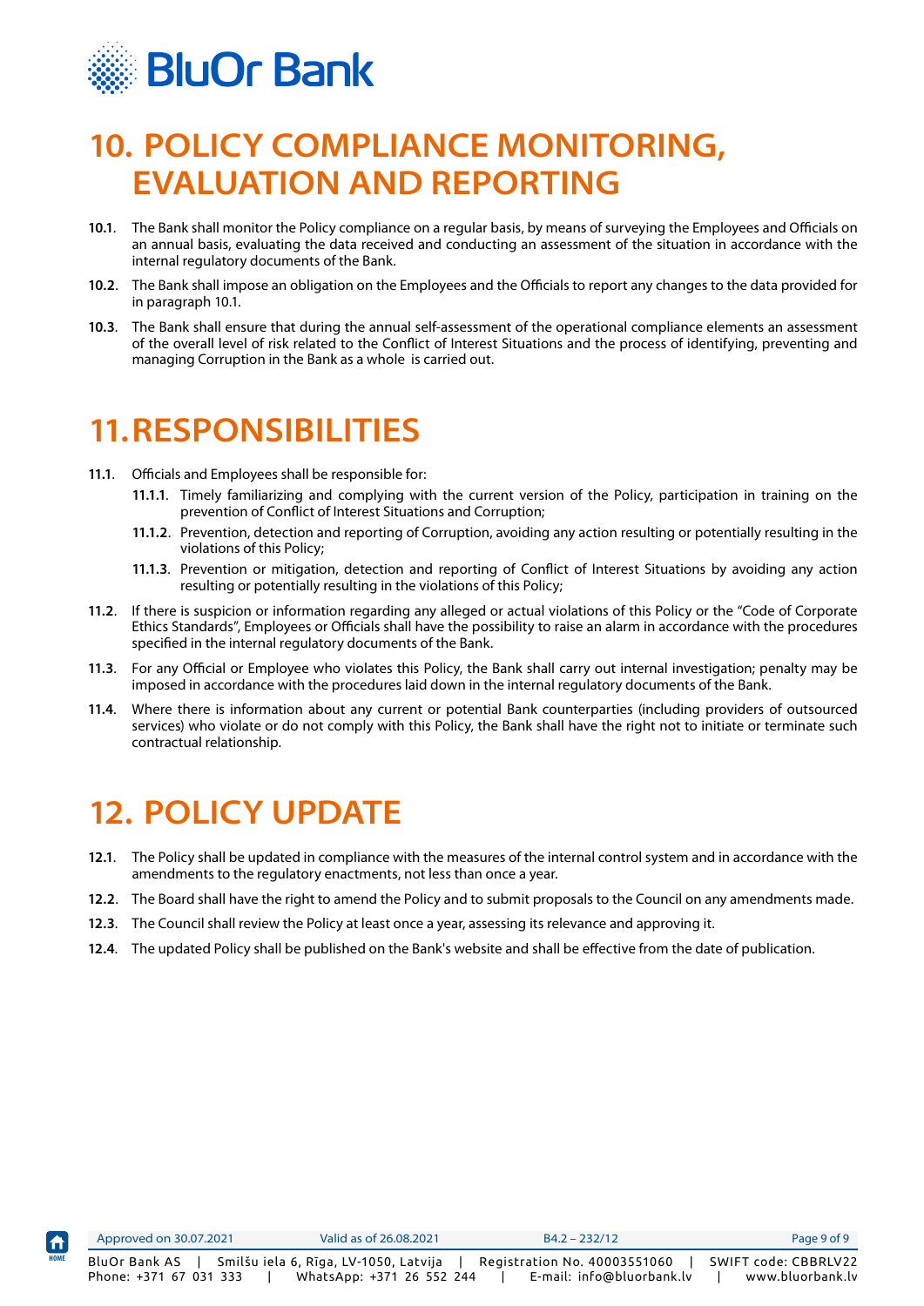# 10. POLICY COMPLIANCE MONITORING, EVALUATION AND REPORTING

**10.1**. The Bank shall monitor the Policy compliance on a regular basis, by means of surveying the Employees and Officials on an annual basis, evaluating the data received and conducting an assessment of the situation in accordance with the internal regulatory documents of the Bank.

**10.2**. The Bank shall impose an obligation on the Employees and the Officials to report any changes to the data provided for in paragraph 10.1.

**10.3**. The Bank shall ensure that during the annual self-assessment of the operational compliance elements an assessment of the overall level of risk related to the Conflict of Interest Situations and the process of identifying, preventing and managing Corruption in the Bank as a whole is carried out.

# 11. RESPONSIBILITIES

**11.1**. Officials and Employees shall be responsible for:

**11.1.1**. Timely familiarizing and complying with the current version of the Policy, participation in training on the prevention of Conflict of Interest Situations and Corruption;

**11.1.2**. Prevention, detection and reporting of Corruption, avoiding any action resulting or potentially resulting in the violations of this Policy;

**11.1.3**. Prevention or mitigation, detection and reporting of Conflict of Interest Situations by avoiding any action resulting or potentially resulting in the violations of this Policy;

**11.2**. If there is suspicion or information regarding any alleged or actual violations of this Policy or the "Code of Corporate Ethics Standards", Employees or Officials shall have the possibility to raise an alarm in accordance with the procedures specified in the internal regulatory documents of the Bank.

**11.3**. For any Official or Employee who violates this Policy, the Bank shall carry out internal investigation; penalty may be imposed in accordance with the procedures laid down in the internal regulatory documents of the Bank.

**11.4**. Where there is information about any current or potential Bank counterparties (including providers of outsourced services) who violate or do not comply with this Policy, the Bank shall have the right not to initiate or terminate such contractual relationship.

# 12. POLICY UPDATE

**12.1**. The Policy shall be updated in compliance with the measures of the internal control system and in accordance with the amendments to the regulatory enactments, not less than once a year.

**12.2**. The Board shall have the right to amend the Policy and to submit proposals to the Council on any amendments made.

**12.3**. The Council shall review the Policy at least once a year, assessing its relevance and approving it.

**12.4**. The updated Policy shall be published on the Bank's website and shall be effective from the date of publication.